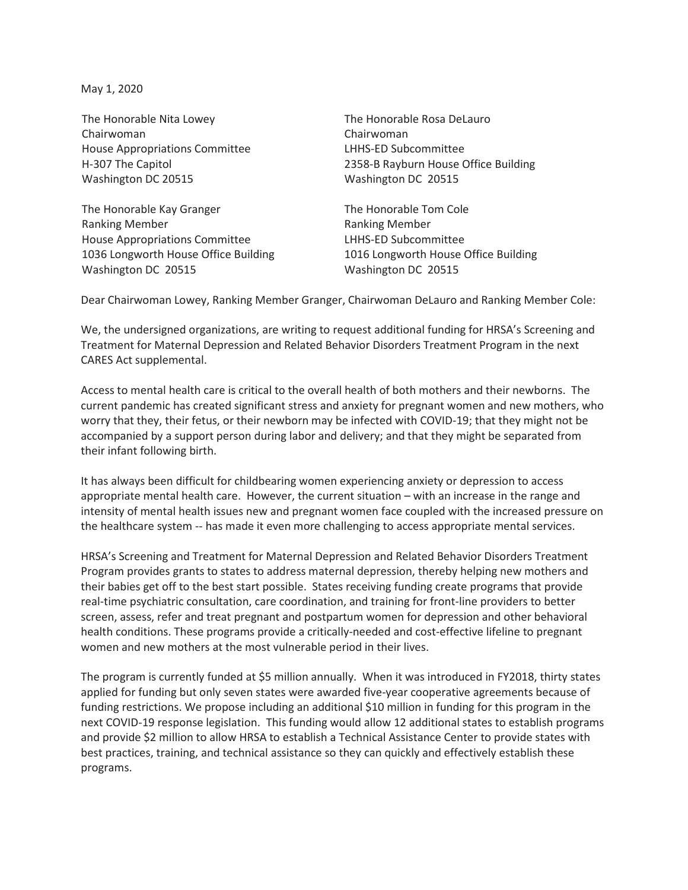May 1, 2020

The Honorable Nita Lowey
Chairwoman
House Appropriations Committee
H-307 The Capitol
Washington DC 20515

The Honorable Rosa DeLauro
Chairwoman
LHHS-ED Subcommittee
2358-B Rayburn House Office Building
Washington DC 20515

The Honorable Kay Granger
Ranking Member
House Appropriations Committee
1036 Longworth House Office Building
Washington DC 20515

The Honorable Tom Cole
Ranking Member
LHHS-ED Subcommittee
1016 Longworth House Office Building
Washington DC 20515

Dear Chairwoman Lowey, Ranking Member Granger, Chairwoman DeLauro and Ranking Member Cole:

We, the undersigned organizations, are writing to request additional funding for HRSA's Screening and Treatment for Maternal Depression and Related Behavior Disorders Treatment Program in the next CARES Act supplemental.

Access to mental health care is critical to the overall health of both mothers and their newborns. The current pandemic has created significant stress and anxiety for pregnant women and new mothers, who worry that they, their fetus, or their newborn may be infected with COVID-19; that they might not be accompanied by a support person during labor and delivery; and that they might be separated from their infant following birth.

It has always been difficult for childbearing women experiencing anxiety or depression to access appropriate mental health care. However, the current situation – with an increase in the range and intensity of mental health issues new and pregnant women face coupled with the increased pressure on the healthcare system -- has made it even more challenging to access appropriate mental services.

HRSA's Screening and Treatment for Maternal Depression and Related Behavior Disorders Treatment Program provides grants to states to address maternal depression, thereby helping new mothers and their babies get off to the best start possible. States receiving funding create programs that provide real-time psychiatric consultation, care coordination, and training for front-line providers to better screen, assess, refer and treat pregnant and postpartum women for depression and other behavioral health conditions. These programs provide a critically-needed and cost-effective lifeline to pregnant women and new mothers at the most vulnerable period in their lives.

The program is currently funded at $5 million annually. When it was introduced in FY2018, thirty states applied for funding but only seven states were awarded five-year cooperative agreements because of funding restrictions. We propose including an additional $10 million in funding for this program in the next COVID-19 response legislation. This funding would allow 12 additional states to establish programs and provide $2 million to allow HRSA to establish a Technical Assistance Center to provide states with best practices, training, and technical assistance so they can quickly and effectively establish these programs.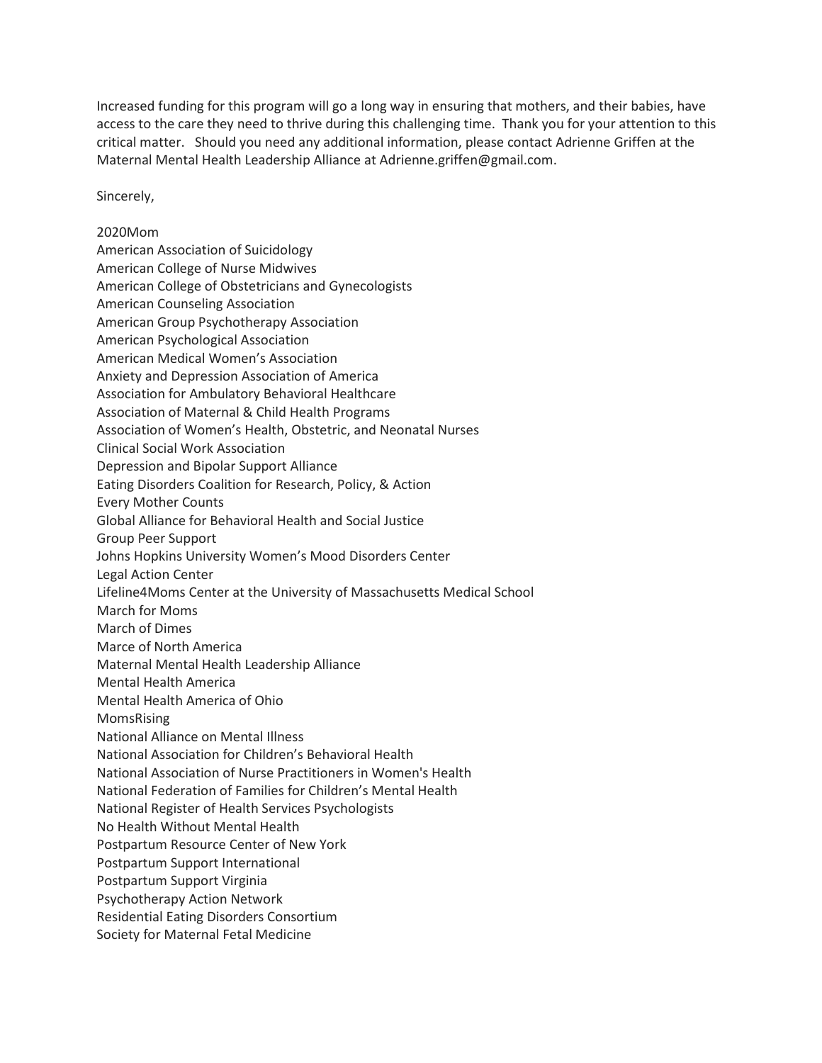Increased funding for this program will go a long way in ensuring that mothers, and their babies, have access to the care they need to thrive during this challenging time. Thank you for your attention to this critical matter. Should you need any additional information, please contact Adrienne Griffen at the Maternal Mental Health Leadership Alliance at Adrienne.griffen@gmail.com.

Sincerely,

2020Mom  
American Association of Suicidology  
American College of Nurse Midwives  
American College of Obstetricians and Gynecologists  
American Counseling Association  
American Group Psychotherapy Association  
American Psychological Association  
American Medical Women's Association  
Anxiety and Depression Association of America  
Association for Ambulatory Behavioral Healthcare  
Association of Maternal & Child Health Programs  
Association of Women's Health, Obstetric, and Neonatal Nurses  
Clinical Social Work Association  
Depression and Bipolar Support Alliance  
Eating Disorders Coalition for Research, Policy, & Action  
Every Mother Counts  
Global Alliance for Behavioral Health and Social Justice  
Group Peer Support  
Johns Hopkins University Women's Mood Disorders Center  
Legal Action Center  
Lifeline4Moms Center at the University of Massachusetts Medical School  
March for Moms  
March of Dimes  
Marce of North America  
Maternal Mental Health Leadership Alliance  
Mental Health America  
Mental Health America of Ohio  
MomsRising  
National Alliance on Mental Illness  
National Association for Children's Behavioral Health  
National Association of Nurse Practitioners in Women's Health  
National Federation of Families for Children's Mental Health  
National Register of Health Services Psychologists  
No Health Without Mental Health  
Postpartum Resource Center of New York  
Postpartum Support International  
Postpartum Support Virginia  
Psychotherapy Action Network  
Residential Eating Disorders Consortium  
Society for Maternal Fetal Medicine